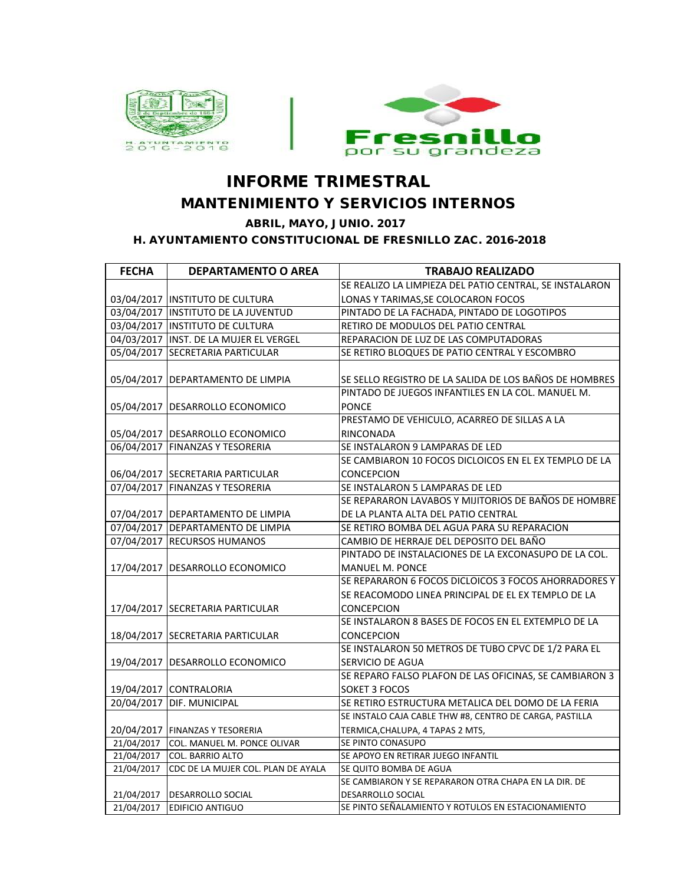# INFORME TRIMESTRAL

## MANTENIMIENTO Y SERVICIOS INTERNOS

### ABRIL, MAYO, JUNIO. 2017

### H. AYUNTAMIENTO CONSTITUCIONAL DE FRESNILLO ZAC. 2016-2018

| FECHA | DEPARTAMENTO O AREA | TRABAJO REALIZADO |
|---|---|---|
| 03/04/2017 | INSTITUTO DE CULTURA | SE REALIZO LA LIMPIEZA DEL PATIO CENTRAL, SE INSTALARON LONAS Y TARIMAS,SE COLOCARON FOCOS |
| 03/04/2017 | INSTITUTO DE LA JUVENTUD | PINTADO DE LA FACHADA, PINTADO DE LOGOTIPOS |
| 03/04/2017 | INSTITUTO DE CULTURA | RETIRO DE MODULOS DEL PATIO CENTRAL |
| 04/03/2017 | INST. DE LA MUJER EL VERGEL | REPARACION DE LUZ DE LAS COMPUTADORAS |
| 05/04/2017 | SECRETARIA PARTICULAR | SE RETIRO BLOQUES DE PATIO CENTRAL Y ESCOMBRO |
| 05/04/2017 | DEPARTAMENTO DE LIMPIA | SE SELLO REGISTRO DE LA SALIDA DE LOS BAÑOS DE HOMBRES |
| 05/04/2017 | DESARROLLO ECONOMICO | PINTADO DE JUEGOS INFANTILES EN LA COL. MANUEL M. PONCE |
| 05/04/2017 | DESARROLLO ECONOMICO | PRESTAMO DE VEHICULO, ACARREO DE SILLAS A LA RINCONADA |
| 06/04/2017 | FINANZAS Y TESORERIA | SE INSTALARON 9 LAMPARAS DE LED |
| 06/04/2017 | SECRETARIA PARTICULAR | SE CAMBIARON 10 FOCOS DICLOICOS EN EL EX TEMPLO DE LA CONCEPCION |
| 07/04/2017 | FINANZAS Y TESORERIA | SE INSTALARON 5 LAMPARAS DE LED |
| 07/04/2017 | DEPARTAMENTO DE LIMPIA | SE REPARARON LAVABOS Y MIJITORIOS DE BAÑOS DE HOMBRE DE LA PLANTA ALTA DEL PATIO CENTRAL |
| 07/04/2017 | DEPARTAMENTO DE LIMPIA | SE RETIRO BOMBA DEL AGUA PARA SU REPARACION |
| 07/04/2017 | RECURSOS HUMANOS | CAMBIO DE HERRAJE DEL DEPOSITO DEL BAÑO |
| 17/04/2017 | DESARROLLO ECONOMICO | PINTADO DE INSTALACIONES DE LA EXCONASUPO DE LA COL. MANUEL M. PONCE |
| 17/04/2017 | SECRETARIA PARTICULAR | SE REPARARON 6 FOCOS DICLOICOS 3 FOCOS AHORRADORES Y SE REACOMODO LINEA PRINCIPAL DE EL EX TEMPLO DE LA CONCEPCION |
| 18/04/2017 | SECRETARIA PARTICULAR | SE INSTALARON 8 BASES DE FOCOS EN EL EXTEMPLO DE LA CONCEPCION |
| 19/04/2017 | DESARROLLO ECONOMICO | SE INSTALARON 50 METROS DE TUBO CPVC DE 1/2 PARA EL SERVICIO DE AGUA |
| 19/04/2017 | CONTRALORIA | SE REPARO FALSO PLAFON DE LAS OFICINAS, SE CAMBIARON 3 SOKET 3 FOCOS |
| 20/04/2017 | DIF. MUNICIPAL | SE RETIRO ESTRUCTURA METALICA DEL DOMO DE LA FERIA |
| 20/04/2017 | FINANZAS Y TESORERIA | SE INSTALO CAJA CABLE THW #8, CENTRO DE CARGA, PASTILLA TERMICA,CHALUPA, 4 TAPAS 2 MTS, |
| 21/04/2017 | COL. MANUEL M. PONCE OLIVAR | SE PINTO CONASUPO |
| 21/04/2017 | COL. BARRIO ALTO | SE APOYO EN RETIRAR JUEGO INFANTIL |
| 21/04/2017 | CDC DE LA MUJER COL. PLAN DE AYALA | SE QUITO BOMBA DE AGUA |
| 21/04/2017 | DESARROLLO SOCIAL | SE CAMBIARON Y SE REPARARON OTRA CHAPA EN LA DIR. DE DESARROLLO SOCIAL |
| 21/04/2017 | EDIFICIO ANTIGUO | SE PINTO SEÑALAMIENTO Y ROTULOS EN ESTACIONAMIENTO |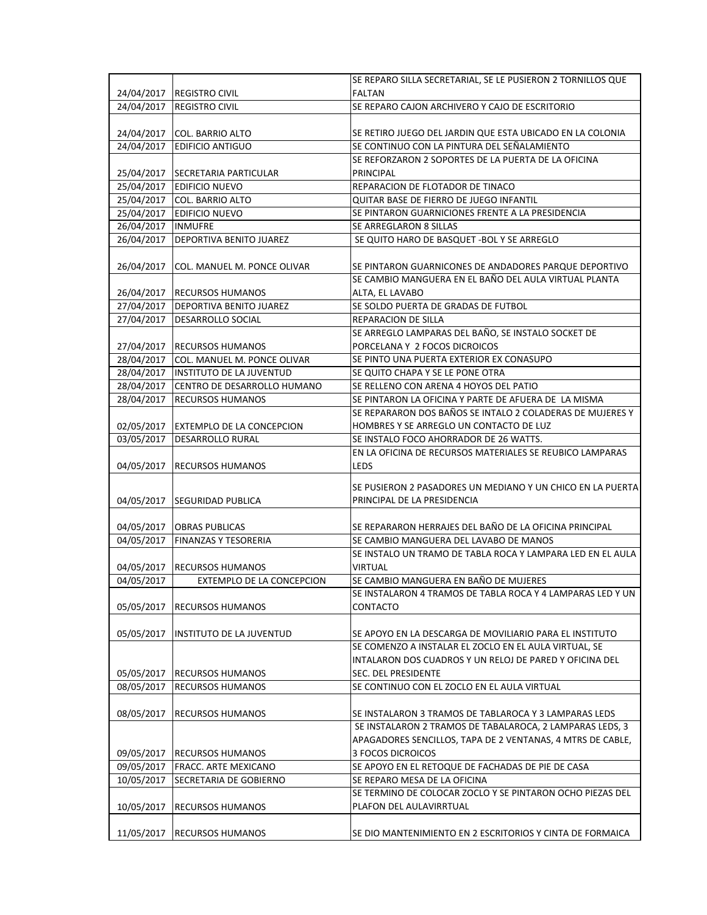| | | |
|---|---|---|
| 24/04/2017 | REGISTRO CIVIL | SE REPARO SILLA SECRETARIAL, SE LE PUSIERON 2 TORNILLOS QUE FALTAN |
| 24/04/2017 | REGISTRO CIVIL | SE REPARO CAJON ARCHIVERO Y CAJO DE ESCRITORIO |
| 24/04/2017 | COL. BARRIO ALTO | SE RETIRO JUEGO DEL JARDIN QUE ESTA UBICADO EN LA COLONIA |
| 24/04/2017 | EDIFICIO ANTIGUO | SE CONTINUO CON LA PINTURA DEL SEÑALAMIENTO |
| 25/04/2017 | SECRETARIA PARTICULAR | SE REFORZARON 2 SOPORTES DE LA PUERTA DE LA OFICINA PRINCIPAL |
| 25/04/2017 | EDIFICIO NUEVO | REPARACION DE FLOTADOR DE TINACO |
| 25/04/2017 | COL. BARRIO ALTO | QUITAR BASE DE FIERRO DE JUEGO INFANTIL |
| 25/04/2017 | EDIFICIO NUEVO | SE PINTARON GUARNICIONES FRENTE A LA PRESIDENCIA |
| 26/04/2017 | INMUFRE | SE ARREGLARON 8 SILLAS |
| 26/04/2017 | DEPORTIVA BENITO JUAREZ | SE QUITO HARO DE BASQUET -BOL Y SE ARREGLO |
| 26/04/2017 | COL. MANUEL M. PONCE OLIVAR | SE PINTARON GUARNICONES DE ANDADORES PARQUE DEPORTIVO |
| 26/04/2017 | RECURSOS HUMANOS | SE CAMBIO MANGUERA EN EL BAÑO DEL AULA VIRTUAL PLANTA ALTA, EL LAVABO |
| 27/04/2017 | DEPORTIVA BENITO JUAREZ | SE SOLDO PUERTA DE GRADAS DE FUTBOL |
| 27/04/2017 | DESARROLLO SOCIAL | REPARACION DE SILLA |
| 27/04/2017 | RECURSOS HUMANOS | SE ARREGLO LAMPARAS DEL BAÑO, SE INSTALO SOCKET DE PORCELANA Y 2 FOCOS DICROICOS |
| 28/04/2017 | COL. MANUEL M. PONCE OLIVAR | SE PINTO UNA PUERTA EXTERIOR EX CONASUPO |
| 28/04/2017 | INSTITUTO DE LA JUVENTUD | SE QUITO CHAPA Y SE LE PONE OTRA |
| 28/04/2017 | CENTRO DE DESARROLLO HUMANO | SE RELLENO CON ARENA 4 HOYOS DEL PATIO |
| 28/04/2017 | RECURSOS HUMANOS | SE PINTARON LA OFICINA Y PARTE DE AFUERA DE LA MISMA |
| 02/05/2017 | EXTEMPLO DE LA CONCEPCION | SE REPARARON DOS BAÑOS SE INTALO 2 COLADERAS DE MUJERES Y HOMBRES Y SE ARREGLO UN CONTACTO DE LUZ |
| 03/05/2017 | DESARROLLO RURAL | SE INSTALO FOCO AHORRADOR DE 26 WATTS. |
| 04/05/2017 | RECURSOS HUMANOS | EN LA OFICINA DE RECURSOS MATERIALES SE REUBICO LAMPARAS LEDS |
| 04/05/2017 | SEGURIDAD PUBLICA | SE PUSIERON 2 PASADORES UN MEDIANO Y UN CHICO EN LA PUERTA PRINCIPAL DE LA PRESIDENCIA |
| 04/05/2017 | OBRAS PUBLICAS | SE REPARARON HERRAJES DEL BAÑO DE LA OFICINA PRINCIPAL |
| 04/05/2017 | FINANZAS Y TESORERIA | SE CAMBIO MANGUERA DEL LAVABO DE MANOS |
| 04/05/2017 | RECURSOS HUMANOS | SE INSTALO UN TRAMO DE TABLA ROCA Y LAMPARA LED EN EL AULA VIRTUAL |
| 04/05/2017 | EXTEMPLO DE LA CONCEPCION | SE CAMBIO MANGUERA EN BAÑO DE MUJERES |
| 05/05/2017 | RECURSOS HUMANOS | SE INSTALARON 4 TRAMOS DE TABLA ROCA Y 4 LAMPARAS LED Y UN CONTACTO |
| 05/05/2017 | INSTITUTO DE LA JUVENTUD | SE APOYO EN LA DESCARGA DE MOVILIARIO PARA EL INSTITUTO |
| 05/05/2017 | RECURSOS HUMANOS | SE COMENZO A INSTALAR EL ZOCLO EN EL AULA VIRTUAL, SE INTALARON DOS CUADROS Y UN RELOJ DE PARED Y OFICINA DEL SEC. DEL PRESIDENTE |
| 08/05/2017 | RECURSOS HUMANOS | SE CONTINUO CON EL ZOCLO EN EL AULA VIRTUAL |
| 08/05/2017 | RECURSOS HUMANOS | SE INSTALARON 3 TRAMOS DE TABLAROCA Y 3 LAMPARAS LEDS |
| 09/05/2017 | RECURSOS HUMANOS | SE INSTALARON 2 TRAMOS DE TABALAROCA, 2 LAMPARAS LEDS, 3 APAGADORES SENCILLOS, TAPA DE 2 VENTANAS, 4 MTRS DE CABLE, 3 FOCOS DICROICOS |
| 09/05/2017 | FRACC. ARTE MEXICANO | SE APOYO EN EL RETOQUE DE FACHADAS DE PIE DE CASA |
| 10/05/2017 | SECRETARIA DE GOBIERNO | SE REPARO MESA DE LA OFICINA |
| 10/05/2017 | RECURSOS HUMANOS | SE TERMINO DE COLOCAR ZOCLO Y SE PINTARON OCHO PIEZAS DEL PLAFON DEL AULAVIRRTUAL |
| 11/05/2017 | RECURSOS HUMANOS | SE DIO MANTENIMIENTO EN 2 ESCRITORIOS Y CINTA DE FORMAICA |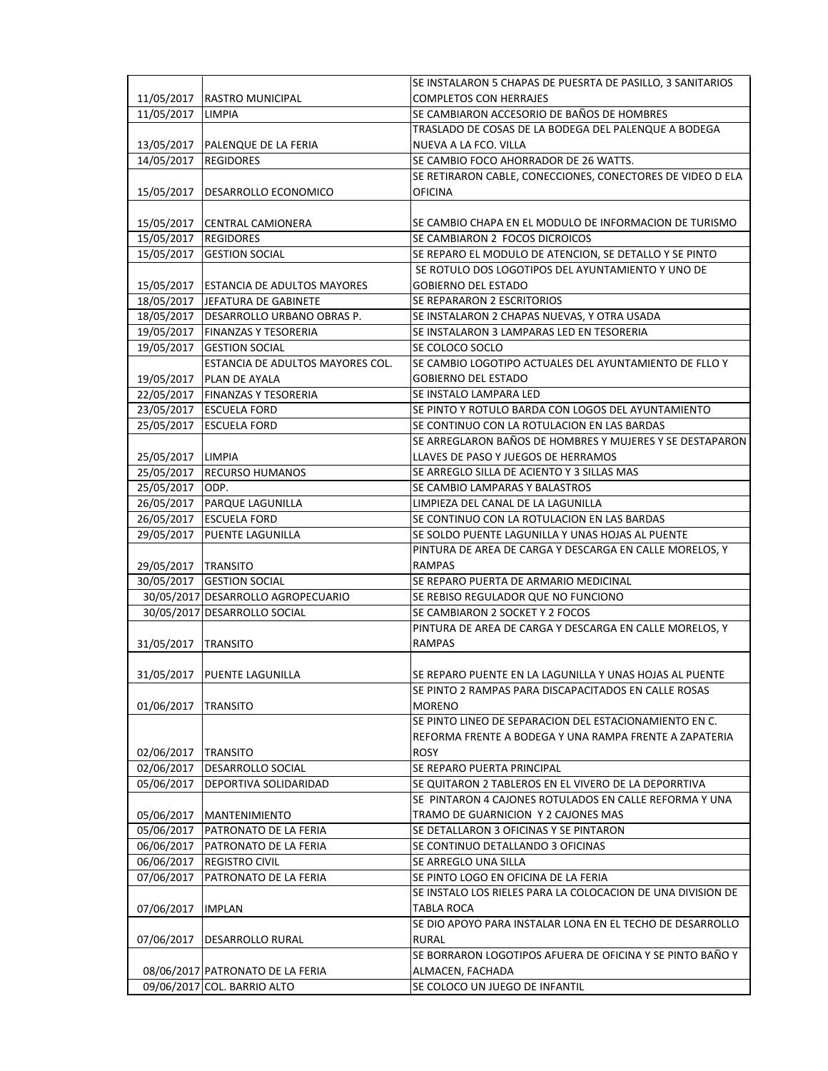| | | |
|---|---|---|
| 11/05/2017 | RASTRO MUNICIPAL | SE INSTALARON 5 CHAPAS DE PUESRTA DE PASILLO, 3 SANITARIOS COMPLETOS CON HERRAJES |
| 11/05/2017 | LIMPIA | SE CAMBIARON ACCESORIO DE BAÑOS DE HOMBRES |
| 13/05/2017 | PALENQUE DE LA FERIA | TRASLADO DE COSAS DE LA BODEGA DEL PALENQUE A BODEGA NUEVA A LA FCO. VILLA |
| 14/05/2017 | REGIDORES | SE CAMBIO FOCO AHORRADOR DE 26 WATTS. |
| 15/05/2017 | DESARROLLO ECONOMICO | SE RETIRARON CABLE, CONECCIONES, CONECTORES DE VIDEO D ELA OFICINA |
| 15/05/2017 | CENTRAL CAMIONERA | SE CAMBIO CHAPA EN EL MODULO DE INFORMACION DE TURISMO |
| 15/05/2017 | REGIDORES | SE CAMBIARON 2 FOCOS DICROICOS |
| 15/05/2017 | GESTION SOCIAL | SE REPARO EL MODULO DE ATENCION, SE DETALLO Y SE PINTO |
| 15/05/2017 | ESTANCIA DE ADULTOS MAYORES | SE ROTULO DOS LOGOTIPOS DEL AYUNTAMIENTO Y UNO DE GOBIERNO DEL ESTADO |
| 18/05/2017 | JEFATURA DE GABINETE | SE REPARARON 2 ESCRITORIOS |
| 18/05/2017 | DESARROLLO URBANO OBRAS P. | SE INSTALARON 2 CHAPAS NUEVAS, Y OTRA USADA |
| 19/05/2017 | FINANZAS Y TESORERIA | SE INSTALARON 3 LAMPARAS LED EN TESORERIA |
| 19/05/2017 | GESTION SOCIAL | SE COLOCO SOCLO |
| 19/05/2017 | ESTANCIA DE ADULTOS MAYORES COL. PLAN DE AYALA | SE CAMBIO LOGOTIPO ACTUALES DEL AYUNTAMIENTO DE FLLO Y GOBIERNO DEL ESTADO |
| 22/05/2017 | FINANZAS Y TESORERIA | SE INSTALO LAMPARA LED |
| 23/05/2017 | ESCUELA FORD | SE PINTO Y ROTULO BARDA CON LOGOS DEL AYUNTAMIENTO |
| 25/05/2017 | ESCUELA FORD | SE CONTINUO CON LA ROTULACION EN LAS BARDAS |
| 25/05/2017 | LIMPIA | SE ARREGLARON BAÑOS DE HOMBRES Y MUJERES Y SE DESTAPARON LLAVES DE PASO Y JUEGOS DE HERRAMOS |
| 25/05/2017 | RECURSO HUMANOS | SE ARREGLO SILLA DE ACIENTO Y 3 SILLAS MAS |
| 25/05/2017 | ODP. | SE CAMBIO LAMPARAS Y BALASTROS |
| 26/05/2017 | PARQUE LAGUNILLA | LIMPIEZA DEL CANAL DE LA LAGUNILLA |
| 26/05/2017 | ESCUELA FORD | SE CONTINUO CON LA ROTULACION EN LAS BARDAS |
| 29/05/2017 | PUENTE LAGUNILLA | SE SOLDO PUENTE LAGUNILLA Y UNAS HOJAS AL PUENTE |
| 29/05/2017 | TRANSITO | PINTURA DE AREA DE CARGA Y DESCARGA EN CALLE MORELOS, Y RAMPAS |
| 30/05/2017 | GESTION SOCIAL | SE REPARO PUERTA DE ARMARIO MEDICINAL |
| 30/05/2017 | DESARROLLO AGROPECUARIO | SE REBISO REGULADOR QUE NO FUNCIONO |
| 30/05/2017 | DESARROLLO SOCIAL | SE CAMBIARON 2 SOCKET Y 2 FOCOS |
| 31/05/2017 | TRANSITO | PINTURA DE AREA DE CARGA Y DESCARGA EN CALLE MORELOS, Y RAMPAS |
| 31/05/2017 | PUENTE LAGUNILLA | SE REPARO PUENTE EN LA LAGUNILLA Y UNAS HOJAS AL PUENTE |
| 01/06/2017 | TRANSITO | SE PINTO 2 RAMPAS PARA DISCAPACITADOS EN CALLE ROSAS MORENO |
| 02/06/2017 | TRANSITO | SE PINTO LINEO DE SEPARACION DEL ESTACIONAMIENTO EN C. REFORMA FRENTE A BODEGA Y UNA RAMPA FRENTE A ZAPATERIA ROSY |
| 02/06/2017 | DESARROLLO SOCIAL | SE REPARO PUERTA PRINCIPAL |
| 05/06/2017 | DEPORTIVA SOLIDARIDAD | SE QUITARON 2 TABLEROS EN EL VIVERO DE LA DEPORRTIVA |
| 05/06/2017 | MANTENIMIENTO | SE PINTARON 4 CAJONES ROTULADOS EN CALLE REFORMA Y UNA TRAMO DE GUARNICION Y 2 CAJONES MAS |
| 05/06/2017 | PATRONATO DE LA FERIA | SE DETALLARON 3 OFICINAS Y SE PINTARON |
| 06/06/2017 | PATRONATO DE LA FERIA | SE CONTINUO DETALLANDO 3 OFICINAS |
| 06/06/2017 | REGISTRO CIVIL | SE ARREGLO UNA SILLA |
| 07/06/2017 | PATRONATO DE LA FERIA | SE PINTO LOGO EN OFICINA DE LA FERIA |
| 07/06/2017 | IMPLAN | SE INSTALO LOS RIELES PARA LA COLOCACION DE UNA DIVISION DE TABLA ROCA |
| 07/06/2017 | DESARROLLO RURAL | SE DIO APOYO PARA INSTALAR LONA EN EL TECHO DE DESARROLLO RURAL |
| 08/06/2017 | PATRONATO DE LA FERIA | SE BORRARON LOGOTIPOS AFUERA DE OFICINA Y SE PINTO BAÑO Y ALMACEN, FACHADA |
| 09/06/2017 | COL. BARRIO ALTO | SE COLOCO UN JUEGO DE INFANTIL |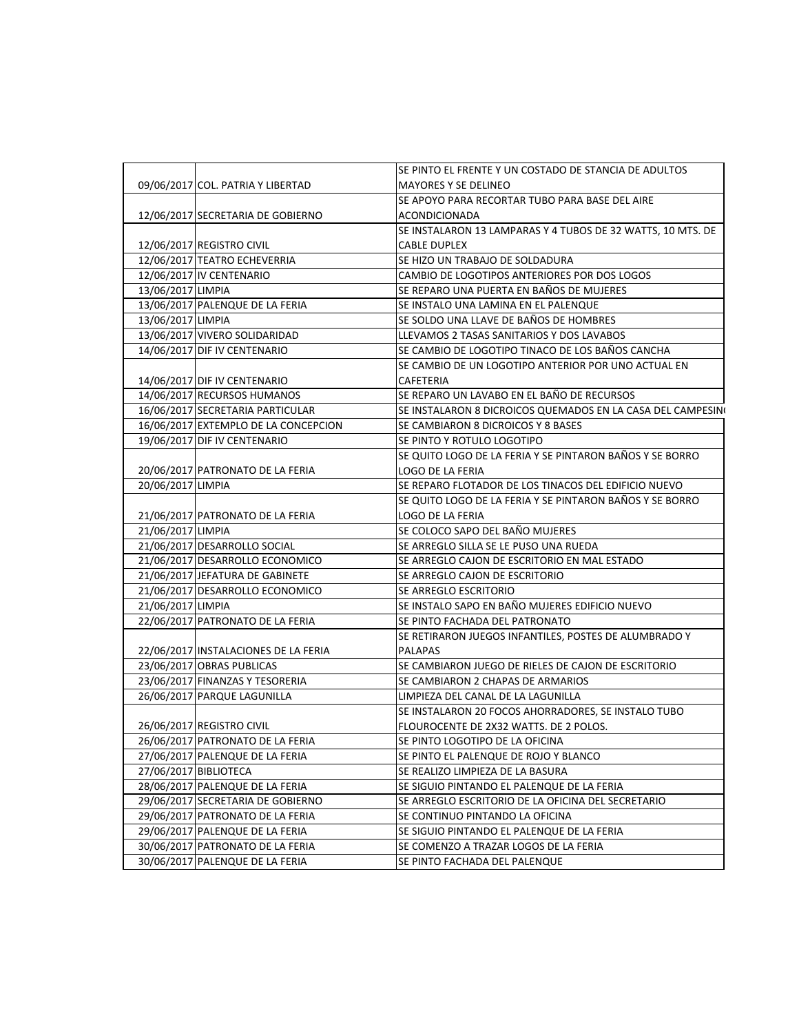| | | |
|---|---|---|
| 09/06/2017 | COL. PATRIA Y LIBERTAD | SE PINTO EL FRENTE Y UN COSTADO DE STANCIA DE ADULTOS MAYORES Y SE DELINEO |
| 12/06/2017 | SECRETARIA DE GOBIERNO | SE APOYO PARA RECORTAR TUBO PARA BASE DEL AIRE ACONDICIONADA |
| 12/06/2017 | REGISTRO CIVIL | SE INSTALARON 13 LAMPARAS Y 4 TUBOS DE 32 WATTS, 10 MTS. DE CABLE DUPLEX |
| 12/06/2017 | TEATRO ECHEVERRIA | SE HIZO UN TRABAJO DE SOLDADURA |
| 12/06/2017 | IV CENTENARIO | CAMBIO DE LOGOTIPOS ANTERIORES POR DOS LOGOS |
| 13/06/2017 | LIMPIA | SE REPARO UNA PUERTA EN BAÑOS DE MUJERES |
| 13/06/2017 | PALENQUE DE LA FERIA | SE INSTALO UNA LAMINA EN EL PALENQUE |
| 13/06/2017 | LIMPIA | SE SOLDO UNA LLAVE DE BAÑOS DE HOMBRES |
| 13/06/2017 | VIVERO SOLIDARIDAD | LLEVAMOS 2 TASAS SANITARIOS Y DOS LAVABOS |
| 14/06/2017 | DIF IV CENTENARIO | SE CAMBIO DE LOGOTIPO TINACO DE LOS BAÑOS CANCHA |
| 14/06/2017 | DIF IV CENTENARIO | SE CAMBIO DE UN LOGOTIPO ANTERIOR POR UNO ACTUAL EN CAFETERIA |
| 14/06/2017 | RECURSOS HUMANOS | SE REPARO UN LAVABO EN EL BAÑO DE RECURSOS |
| 16/06/2017 | SECRETARIA PARTICULAR | SE INSTALARON 8 DICROICOS QUEMADOS EN LA CASA DEL CAMPESIN |
| 16/06/2017 | EXTEMPLO DE LA CONCEPCION | SE CAMBIARON 8 DICROICOS Y 8 BASES |
| 19/06/2017 | DIF IV CENTENARIO | SE PINTO Y ROTULO LOGOTIPO |
| 20/06/2017 | PATRONATO DE LA FERIA | SE QUITO LOGO DE LA FERIA Y SE PINTARON BAÑOS Y SE BORRO LOGO DE LA FERIA |
| 20/06/2017 | LIMPIA | SE REPARO FLOTADOR DE LOS TINACOS DEL EDIFICIO NUEVO |
| 21/06/2017 | PATRONATO DE LA FERIA | SE QUITO LOGO DE LA FERIA Y SE PINTARON BAÑOS Y SE BORRO LOGO DE LA FERIA |
| 21/06/2017 | LIMPIA | SE COLOCO SAPO DEL BAÑO MUJERES |
| 21/06/2017 | DESARROLLO SOCIAL | SE ARREGLO SILLA SE LE PUSO UNA RUEDA |
| 21/06/2017 | DESARROLLO ECONOMICO | SE ARREGLO CAJON DE ESCRITORIO EN MAL ESTADO |
| 21/06/2017 | JEFATURA DE GABINETE | SE ARREGLO CAJON DE ESCRITORIO |
| 21/06/2017 | DESARROLLO ECONOMICO | SE ARREGLO ESCRITORIO |
| 21/06/2017 | LIMPIA | SE INSTALO SAPO EN BAÑO MUJERES EDIFICIO NUEVO |
| 22/06/2017 | PATRONATO DE LA FERIA | SE PINTO FACHADA DEL PATRONATO |
| 22/06/2017 | INSTALACIONES DE LA FERIA | SE RETIRARON JUEGOS INFANTILES, POSTES DE ALUMBRADO Y PALAPAS |
| 23/06/2017 | OBRAS PUBLICAS | SE CAMBIARON JUEGO DE RIELES DE CAJON DE ESCRITORIO |
| 23/06/2017 | FINANZAS Y TESORERIA | SE CAMBIARON 2 CHAPAS DE ARMARIOS |
| 26/06/2017 | PARQUE LAGUNILLA | LIMPIEZA DEL CANAL DE LA LAGUNILLA |
| 26/06/2017 | REGISTRO CIVIL | SE INSTALARON 20 FOCOS AHORRADORES, SE INSTALO TUBO FLOUROCENTE DE 2X32 WATTS. DE 2 POLOS. |
| 26/06/2017 | PATRONATO DE LA FERIA | SE PINTO LOGOTIPO DE LA OFICINA |
| 27/06/2017 | PALENQUE DE LA FERIA | SE PINTO EL PALENQUE DE ROJO Y BLANCO |
| 27/06/2017 | BIBLIOTECA | SE REALIZO LIMPIEZA DE LA BASURA |
| 28/06/2017 | PALENQUE DE LA FERIA | SE SIGUIO PINTANDO EL PALENQUE DE LA FERIA |
| 29/06/2017 | SECRETARIA DE GOBIERNO | SE ARREGLO ESCRITORIO DE LA OFICINA DEL SECRETARIO |
| 29/06/2017 | PATRONATO DE LA FERIA | SE CONTINUO PINTANDO LA OFICINA |
| 29/06/2017 | PALENQUE DE LA FERIA | SE SIGUIO PINTANDO EL PALENQUE DE LA FERIA |
| 30/06/2017 | PATRONATO DE LA FERIA | SE COMENZO A TRAZAR LOGOS DE LA FERIA |
| 30/06/2017 | PALENQUE DE LA FERIA | SE PINTO FACHADA DEL PALENQUE |